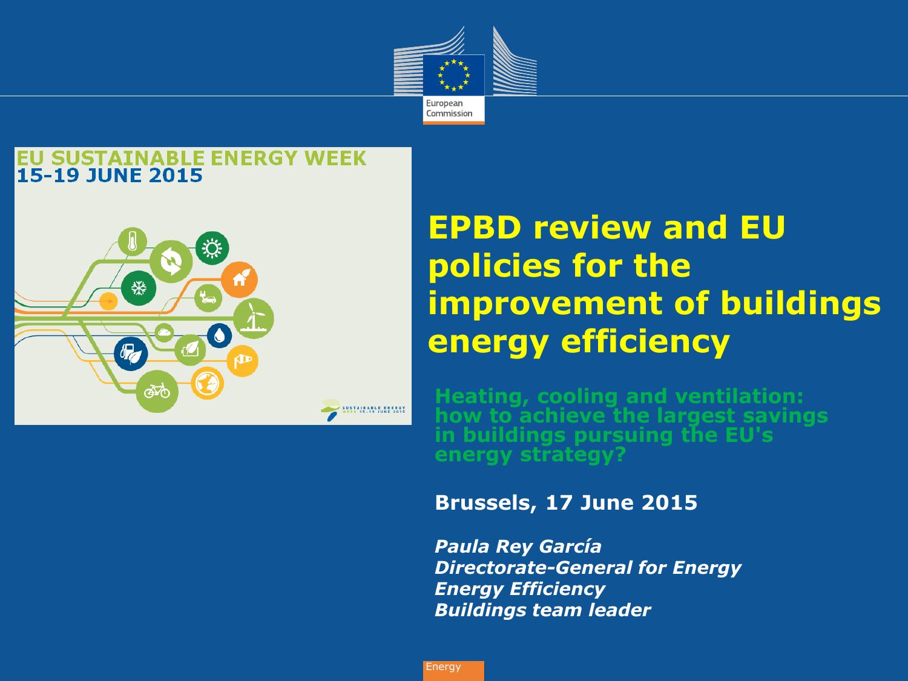# EPBD review and EU policies for the improvement of buildings energy efficiency

## Heating, cooling and ventilation: how to achieve the largest savings in buildings pursuing the EU's energy strategy?

**Brussels, 17 June 2015**

***Paula Rey García***
***Directorate-General for Energy***
***Energy Efficiency***
***Buildings team leader***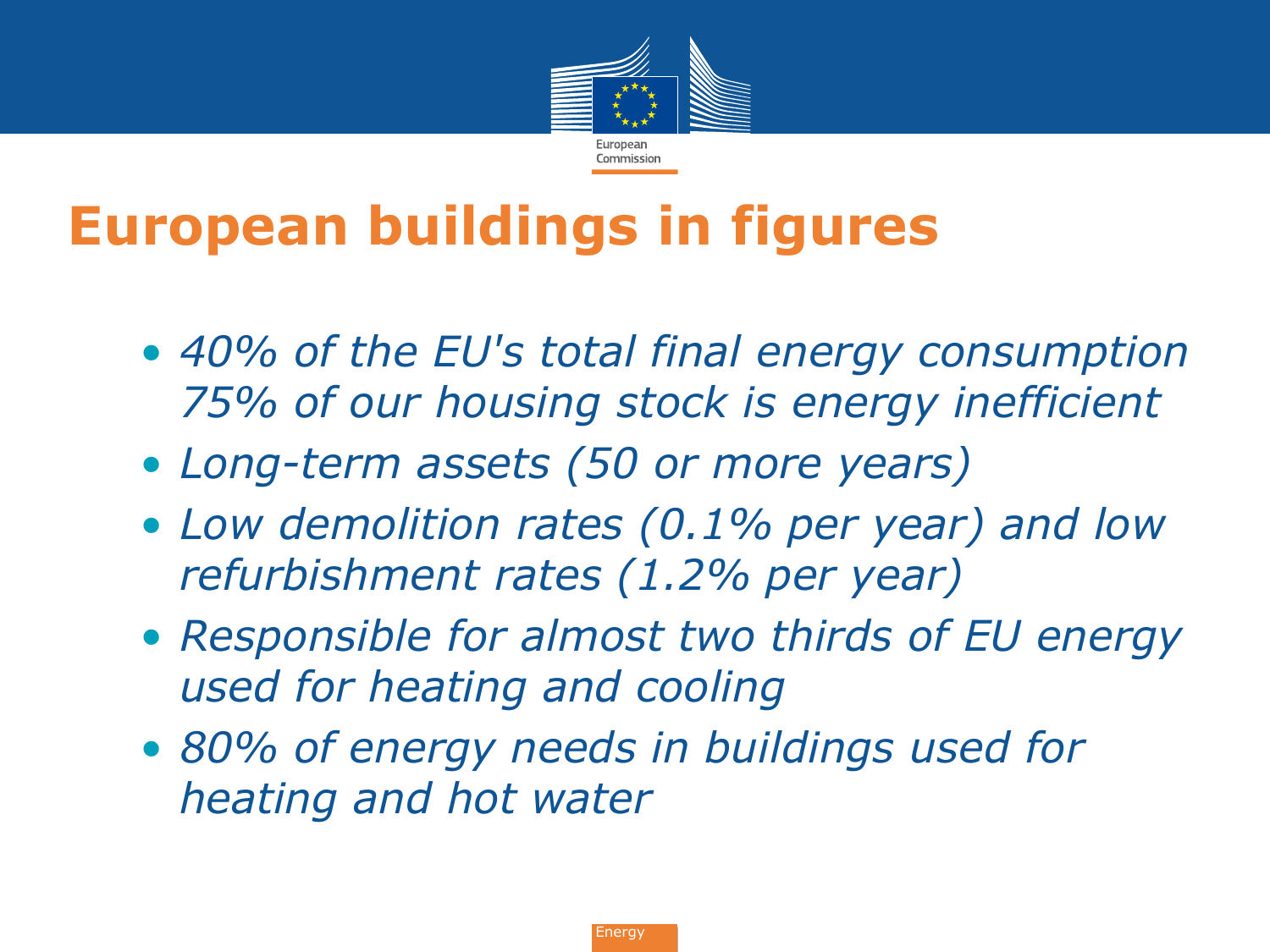# European buildings in figures

- *40% of the EU's total final energy consumption 75% of our housing stock is energy inefficient*
- *Long-term assets (50 or more years)*
- *Low demolition rates (0.1% per year) and low refurbishment rates (1.2% per year)*
- *Responsible for almost two thirds of EU energy used for heating and cooling*
- *80% of energy needs in buildings used for heating and hot water*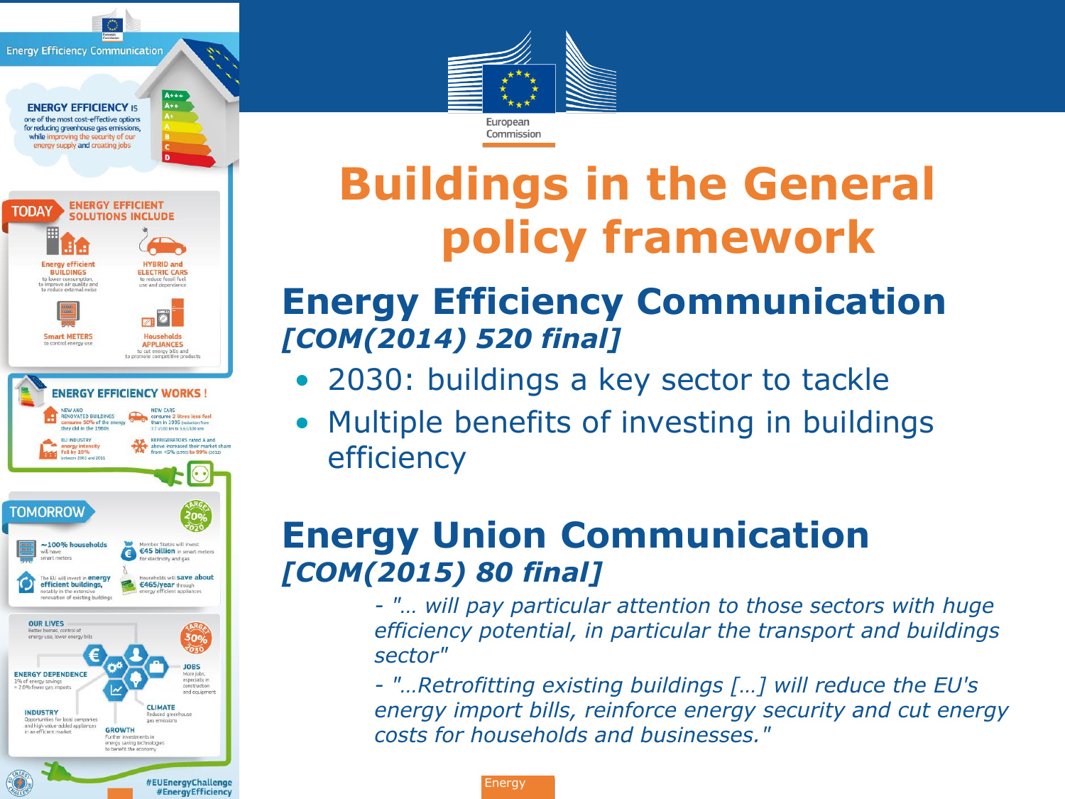# Buildings in the General policy framework

## Energy Efficiency Communication *[COM(2014) 520 final]*

- 2030: buildings a key sector to tackle
- Multiple benefits of investing in buildings efficiency

## Energy Union Communication *[COM(2015) 80 final]*

*- "… will pay particular attention to those sectors with huge efficiency potential, in particular the transport and buildings sector"*

*- "…Retrofitting existing buildings […] will reduce the EU's energy import bills, reinforce energy security and cut energy costs for households and businesses."*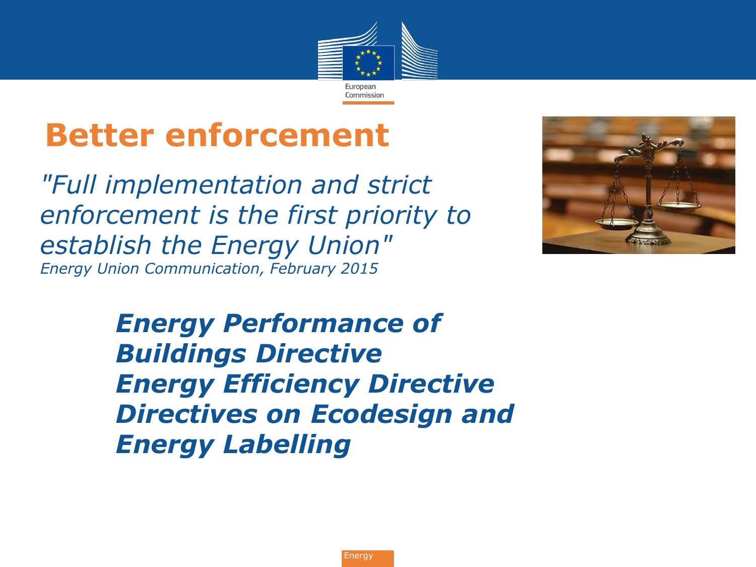# Better enforcement

*"Full implementation and strict enforcement is the first priority to establish the Energy Union"*
*Energy Union Communication, February 2015*

***Energy Performance of Buildings Directive***
***Energy Efficiency Directive***
***Directives on Ecodesign and Energy Labelling***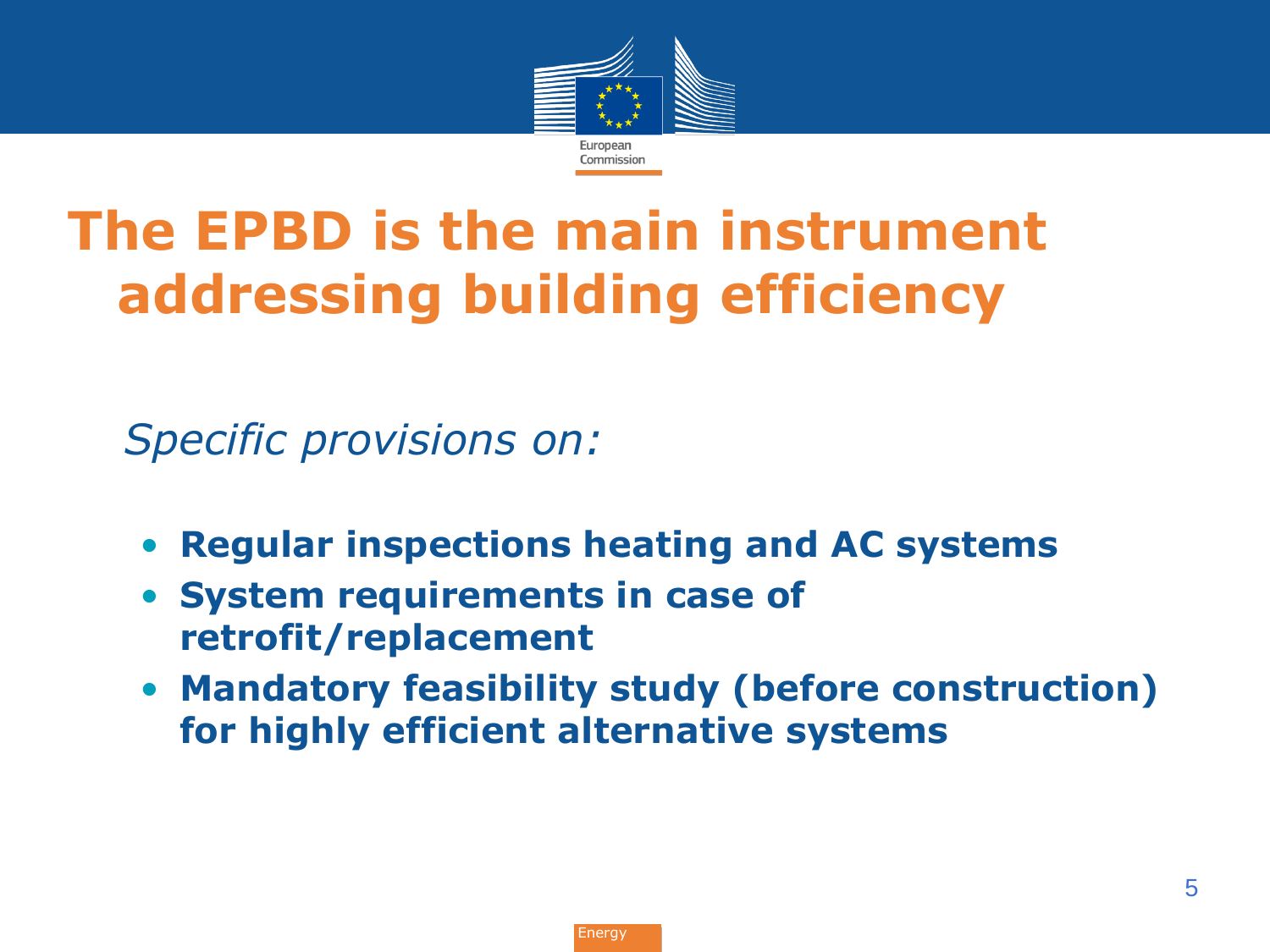# The EPBD is the main instrument addressing building efficiency

*Specific provisions on:*

- **Regular inspections heating and AC systems**
- **System requirements in case of retrofit/replacement**
- **Mandatory feasibility study (before construction) for highly efficient alternative systems**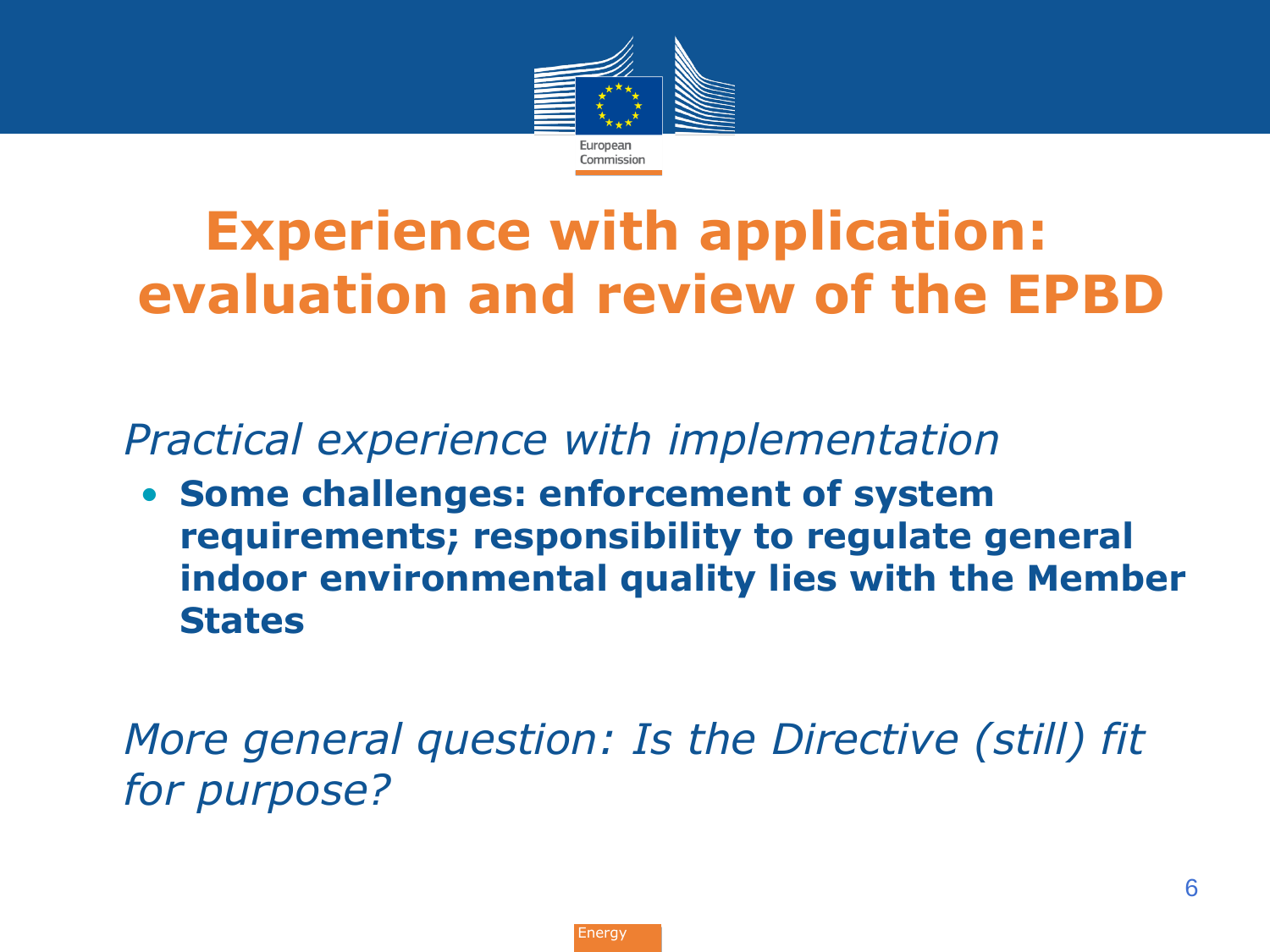# Experience with application: evaluation and review of the EPBD

*Practical experience with implementation*

- **Some challenges: enforcement of system requirements; responsibility to regulate general indoor environmental quality lies with the Member States**

*More general question: Is the Directive (still) fit for purpose?*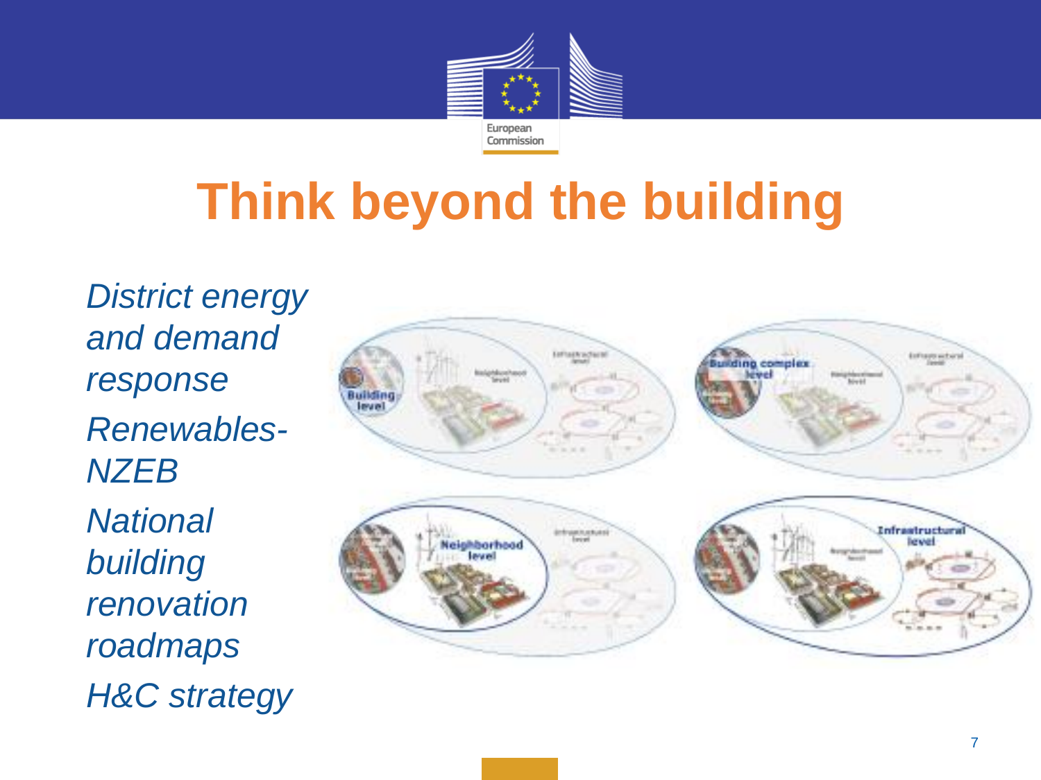# Think beyond the building

*District energy and demand response*

*Renewables-NZEB*

*National building renovation roadmaps*

*H&C strategy*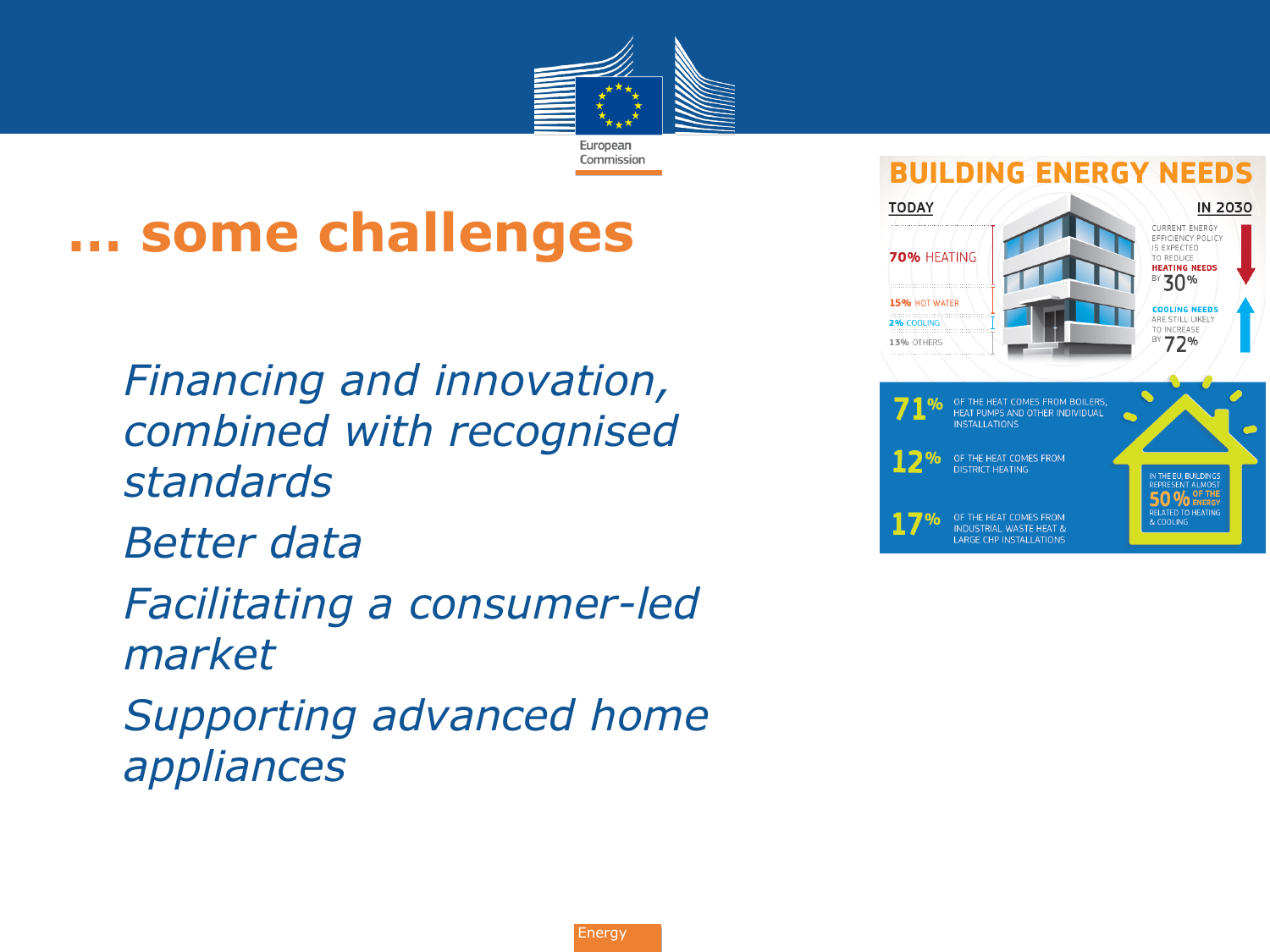# ... some challenges

*Financing and innovation, combined with recognised standards*

*Better data*

*Facilitating a consumer-led market*

*Supporting advanced home appliances*

## BUILDING ENERGY NEEDS

**TODAY**

- **70%** HEATING
- **15%** HOT WATER
- **2%** COOLING
- **13%** OTHERS

**IN 2030**

CURRENT ENERGY EFFICIENCY POLICY IS EXPECTED TO REDUCE **HEATING NEEDS** BY **30%**

**COOLING NEEDS** ARE STILL LIKELY TO INCREASE BY **72%**

**71%** OF THE HEAT COMES FROM BOILERS, HEAT PUMPS AND OTHER INDIVIDUAL INSTALLATIONS

**12%** OF THE HEAT COMES FROM DISTRICT HEATING

**17%** OF THE HEAT COMES FROM INDUSTRIAL WASTE HEAT & LARGE CHP INSTALLATIONS

IN THE EU, BUILDINGS REPRESENT ALMOST **50%** OF THE ENERGY RELATED TO HEATING & COOLING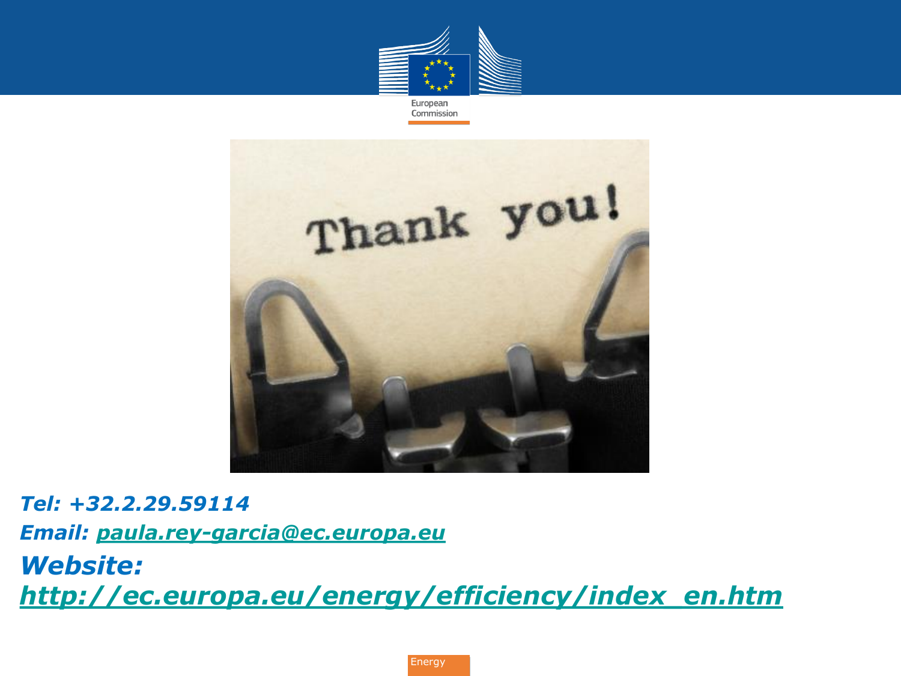***Tel: +32.2.29.59114***

***Email: paula.rey-garcia@ec.europa.eu***

## ***Website: http://ec.europa.eu/energy/efficiency/index_en.htm***